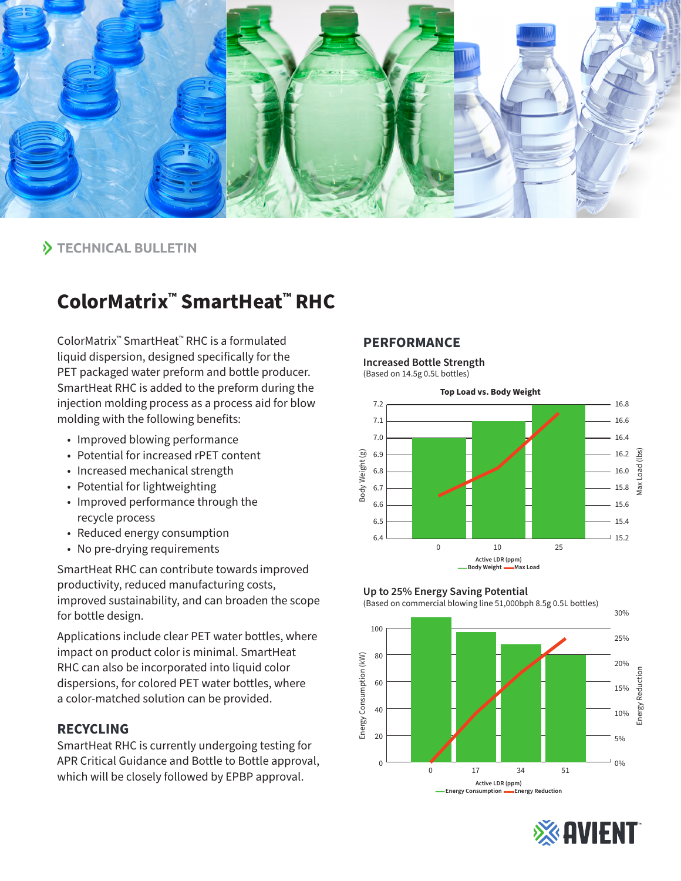TECHNICAL BULLETIN

# ColorMatrix™ SmartHeat™ RHC

ColorMatrix™ SmartHeat™ RHC is a formulated liquid dispersion, designed specifically for the PET packaged water preform and bottle producer. SmartHeat RHC is added to the preform during the injection molding process as a process aid for blow molding with the following benefits:

- Improved blowing performance
- Potential for increased rPET content
- Increased mechanical strength
- Potential for lightweighting
- Improved performance through the recycle process
- Reduced energy consumption
- No pre-drying requirements

SmartHeat RHC can contribute towards improved productivity, reduced manufacturing costs, improved sustainability, and can broaden the scope for bottle design.

Applications include clear PET water bottles, where impact on product color is minimal. SmartHeat RHC can also be incorporated into liquid color dispersions, for colored PET water bottles, where a color-matched solution can be provided.

## RECYCLING

SmartHeat RHC is currently undergoing testing for APR Critical Guidance and Bottle to Bottle approval, which will be closely followed by EPBP approval.

## PERFORMANCE

### Increased Bottle Strength

(Based on 14.5g 0.5L bottles)

**Top Load vs. Body Weight**

Body Weight (g): 6.4–7.2; Max Load (lbs): 15.2–16.8

Active LDR (ppm): 0, 10, 25

Legend: Body Weight, Max Load

### Up to 25% Energy Saving Potential

(Based on commercial blowing line 51,000bph 8.5g 0.5L bottles)

Energy Consumption (kW): 0–100; Energy Reduction: 0%–30%

Active LDR (ppm): 0, 17, 34, 51

Legend: Energy Consumption, Energy Reduction

AVIENT™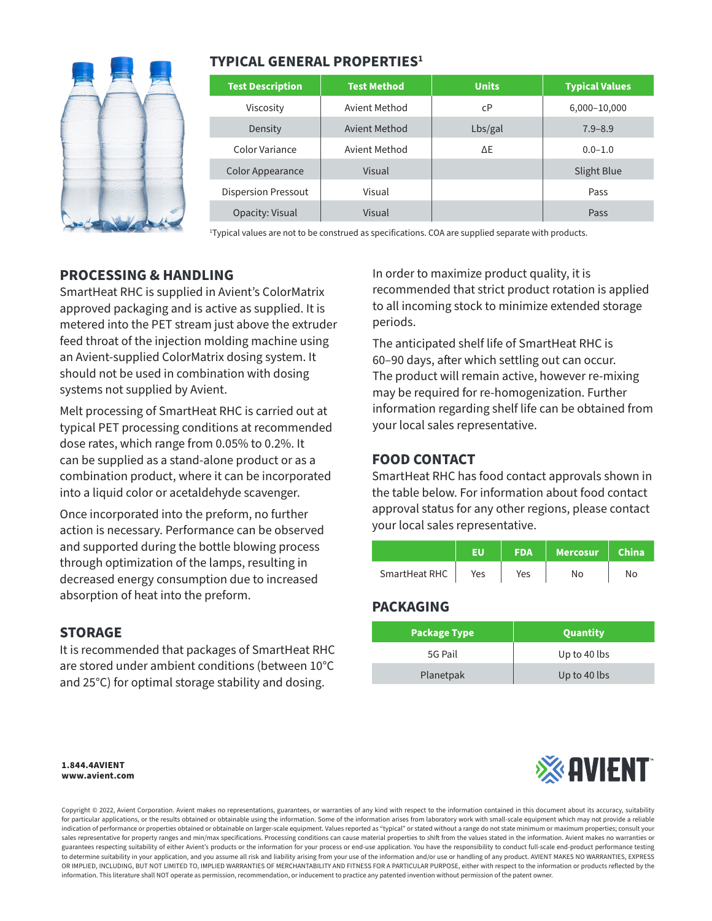## TYPICAL GENERAL PROPERTIES[1]

| Test Description | Test Method | Units | Typical Values |
|---|---|---|---|
| Viscosity | Avient Method | cP | 6,000–10,000 |
| Density | Avient Method | Lbs/gal | 7.9–8.9 |
| Color Variance | Avient Method | ΔE | 0.0–1.0 |
| Color Appearance | Visual | | Slight Blue |
| Dispersion Pressout | Visual | | Pass |
| Opacity: Visual | Visual | | Pass |

[1]Typical values are not to be construed as specifications. COA are supplied separate with products.

## PROCESSING & HANDLING

SmartHeat RHC is supplied in Avient's ColorMatrix approved packaging and is active as supplied. It is metered into the PET stream just above the extruder feed throat of the injection molding machine using an Avient-supplied ColorMatrix dosing system. It should not be used in combination with dosing systems not supplied by Avient.

Melt processing of SmartHeat RHC is carried out at typical PET processing conditions at recommended dose rates, which range from 0.05% to 0.2%. It can be supplied as a stand-alone product or as a combination product, where it can be incorporated into a liquid color or acetaldehyde scavenger.

Once incorporated into the preform, no further action is necessary. Performance can be observed and supported during the bottle blowing process through optimization of the lamps, resulting in decreased energy consumption due to increased absorption of heat into the preform.

## STORAGE

It is recommended that packages of SmartHeat RHC are stored under ambient conditions (between 10°C and 25°C) for optimal storage stability and dosing.

In order to maximize product quality, it is recommended that strict product rotation is applied to all incoming stock to minimize extended storage periods.

The anticipated shelf life of SmartHeat RHC is 60–90 days, after which settling out can occur. The product will remain active, however re-mixing may be required for re-homogenization. Further information regarding shelf life can be obtained from your local sales representative.

## FOOD CONTACT

SmartHeat RHC has food contact approvals shown in the table below. For information about food contact approval status for any other regions, please contact your local sales representative.

| | EU | FDA | Mercosur | China |
|---|---|---|---|---|
| SmartHeat RHC | Yes | Yes | No | No |

## PACKAGING

| Package Type | Quantity |
|---|---|
| 5G Pail | Up to 40 lbs |
| Planetpak | Up to 40 lbs |

**1.844.4AVIENT**
**www.avient.com**

AVIENT

Copyright © 2022, Avient Corporation. Avient makes no representations, guarantees, or warranties of any kind with respect to the information contained in this document about its accuracy, suitability for particular applications, or the results obtained or obtainable using the information. Some of the information arises from laboratory work with small-scale equipment which may not provide a reliable indication of performance or properties obtained or obtainable on larger-scale equipment. Values reported as "typical" or stated without a range do not state minimum or maximum properties; consult your sales representative for property ranges and min/max specifications. Processing conditions can cause material properties to shift from the values stated in the information. Avient makes no warranties or guarantees respecting suitability of either Avient's products or the information for your process or end-use application. You have the responsibility to conduct full-scale end-product performance testing to determine suitability in your application, and you assume all risk and liability arising from your use of the information and/or use or handling of any product. AVIENT MAKES NO WARRANTIES, EXPRESS OR IMPLIED, INCLUDING, BUT NOT LIMITED TO, IMPLIED WARRANTIES OF MERCHANTABILITY AND FITNESS FOR A PARTICULAR PURPOSE, either with respect to the information or products reflected by the information. This literature shall NOT operate as permission, recommendation, or inducement to practice any patented invention without permission of the patent owner.